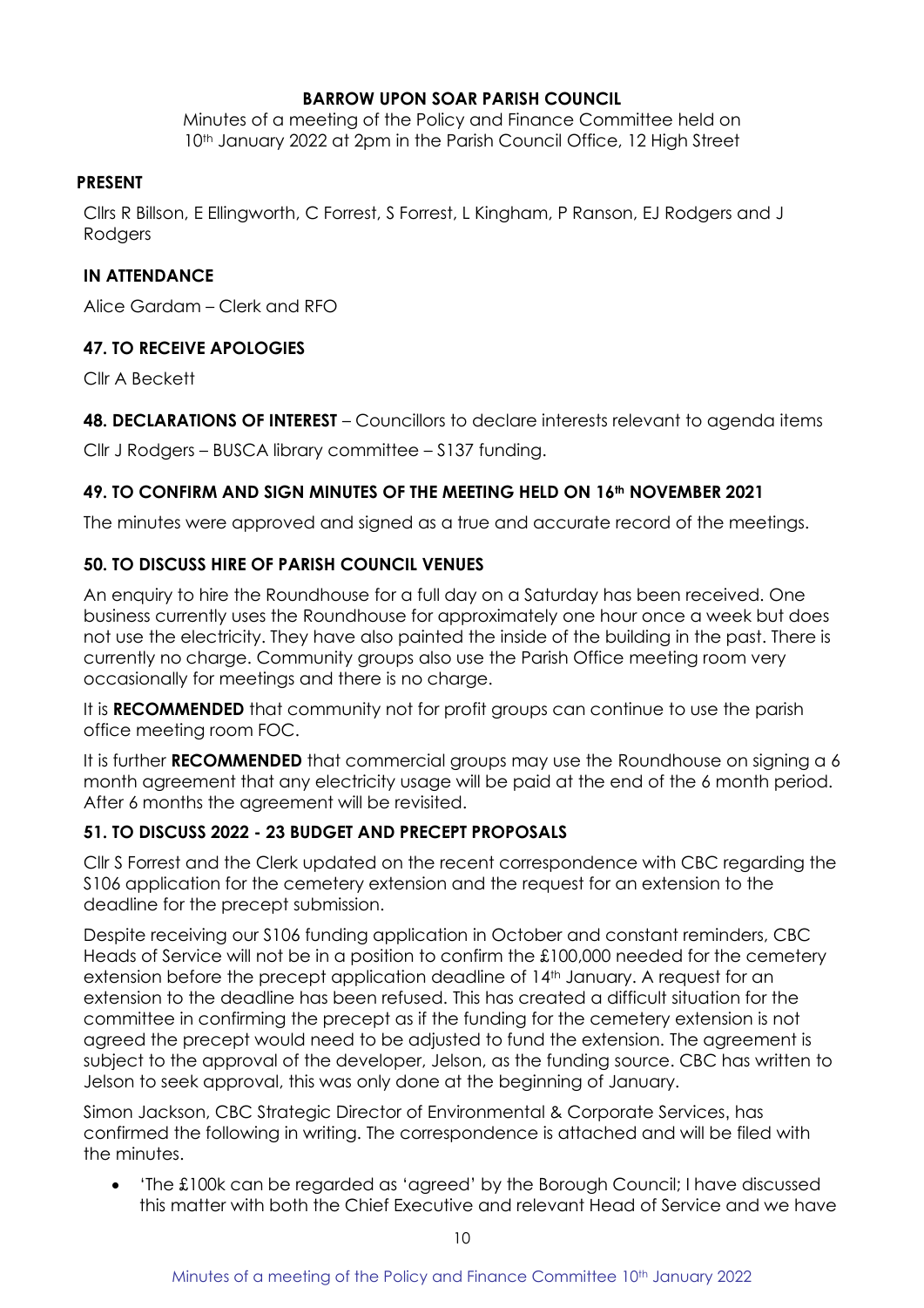**BARROW UPON SOAR PARISH COUNCIL**

Minutes of a meeting of the Policy and Finance Committee held on 10th January 2022 at 2pm in the Parish Council Office, 12 High Street

**PRESENT**

Cllrs R Billson, E Ellingworth, C Forrest, S Forrest, L Kingham, P Ranson, EJ Rodgers and J Rodgers

**IN ATTENDANCE**

Alice Gardam – Clerk and RFO

**47. TO RECEIVE APOLOGIES**

Cllr A Beckett

**48. DECLARATIONS OF INTEREST** – Councillors to declare interests relevant to agenda items

Cllr J Rodgers – BUSCA library committee – S137 funding.

**49. TO CONFIRM AND SIGN MINUTES OF THE MEETING HELD ON 16th NOVEMBER 2021**

The minutes were approved and signed as a true and accurate record of the meetings.

**50. TO DISCUSS HIRE OF PARISH COUNCIL VENUES**

An enquiry to hire the Roundhouse for a full day on a Saturday has been received. One business currently uses the Roundhouse for approximately one hour once a week but does not use the electricity. They have also painted the inside of the building in the past. There is currently no charge. Community groups also use the Parish Office meeting room very occasionally for meetings and there is no charge.

It is **RECOMMENDED** that community not for profit groups can continue to use the parish office meeting room FOC.

It is further **RECOMMENDED** that commercial groups may use the Roundhouse on signing a 6 month agreement that any electricity usage will be paid at the end of the 6 month period. After 6 months the agreement will be revisited.

**51. TO DISCUSS 2022 - 23 BUDGET AND PRECEPT PROPOSALS**

Cllr S Forrest and the Clerk updated on the recent correspondence with CBC regarding the S106 application for the cemetery extension and the request for an extension to the deadline for the precept submission.

Despite receiving our S106 funding application in October and constant reminders, CBC Heads of Service will not be in a position to confirm the £100,000 needed for the cemetery extension before the precept application deadline of 14th January. A request for an extension to the deadline has been refused. This has created a difficult situation for the committee in confirming the precept as if the funding for the cemetery extension is not agreed the precept would need to be adjusted to fund the extension. The agreement is subject to the approval of the developer, Jelson, as the funding source. CBC has written to Jelson to seek approval, this was only done at the beginning of January.

Simon Jackson, CBC Strategic Director of Environmental & Corporate Services, has confirmed the following in writing. The correspondence is attached and will be filed with the minutes.

- 'The £100k can be regarded as 'agreed' by the Borough Council; I have discussed this matter with both the Chief Executive and relevant Head of Service and we have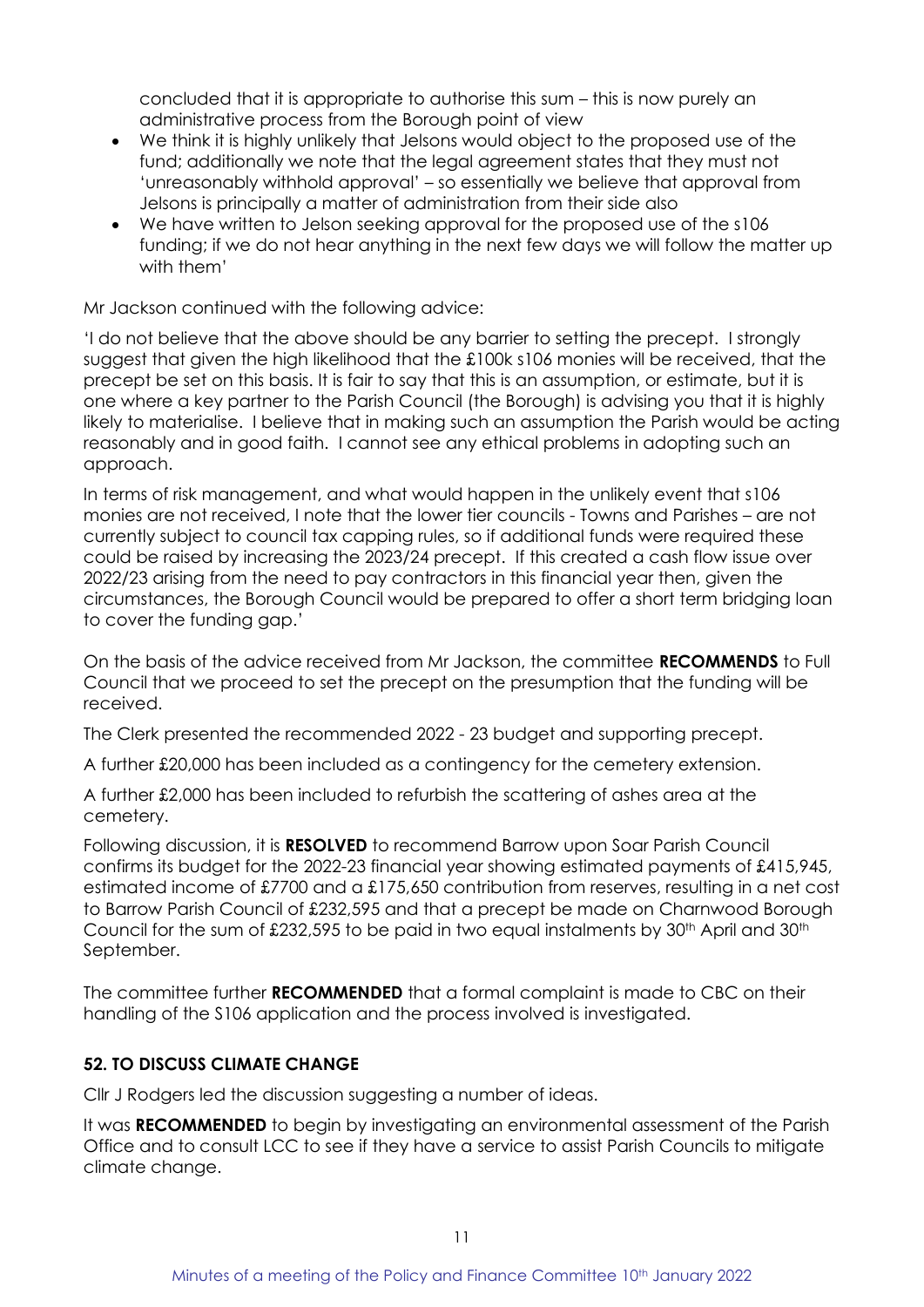concluded that it is appropriate to authorise this sum – this is now purely an administrative process from the Borough point of view

- We think it is highly unlikely that Jelsons would object to the proposed use of the fund; additionally we note that the legal agreement states that they must not 'unreasonably withhold approval' – so essentially we believe that approval from Jelsons is principally a matter of administration from their side also
- We have written to Jelson seeking approval for the proposed use of the s106 funding; if we do not hear anything in the next few days we will follow the matter up with them'

Mr Jackson continued with the following advice:

'I do not believe that the above should be any barrier to setting the precept. I strongly suggest that given the high likelihood that the £100k s106 monies will be received, that the precept be set on this basis. It is fair to say that this is an assumption, or estimate, but it is one where a key partner to the Parish Council (the Borough) is advising you that it is highly likely to materialise. I believe that in making such an assumption the Parish would be acting reasonably and in good faith. I cannot see any ethical problems in adopting such an approach.

In terms of risk management, and what would happen in the unlikely event that s106 monies are not received, I note that the lower tier councils - Towns and Parishes – are not currently subject to council tax capping rules, so if additional funds were required these could be raised by increasing the 2023/24 precept. If this created a cash flow issue over 2022/23 arising from the need to pay contractors in this financial year then, given the circumstances, the Borough Council would be prepared to offer a short term bridging loan to cover the funding gap.'

On the basis of the advice received from Mr Jackson, the committee **RECOMMENDS** to Full Council that we proceed to set the precept on the presumption that the funding will be received.

The Clerk presented the recommended 2022 - 23 budget and supporting precept.

A further £20,000 has been included as a contingency for the cemetery extension.

A further £2,000 has been included to refurbish the scattering of ashes area at the cemetery.

Following discussion, it is **RESOLVED** to recommend Barrow upon Soar Parish Council confirms its budget for the 2022-23 financial year showing estimated payments of £415,945, estimated income of £7700 and a £175,650 contribution from reserves, resulting in a net cost to Barrow Parish Council of £232,595 and that a precept be made on Charnwood Borough Council for the sum of £232,595 to be paid in two equal instalments by 30th April and 30th September.

The committee further **RECOMMENDED** that a formal complaint is made to CBC on their handling of the S106 application and the process involved is investigated.

### 52. TO DISCUSS CLIMATE CHANGE

Cllr J Rodgers led the discussion suggesting a number of ideas.

It was **RECOMMENDED** to begin by investigating an environmental assessment of the Parish Office and to consult LCC to see if they have a service to assist Parish Councils to mitigate climate change.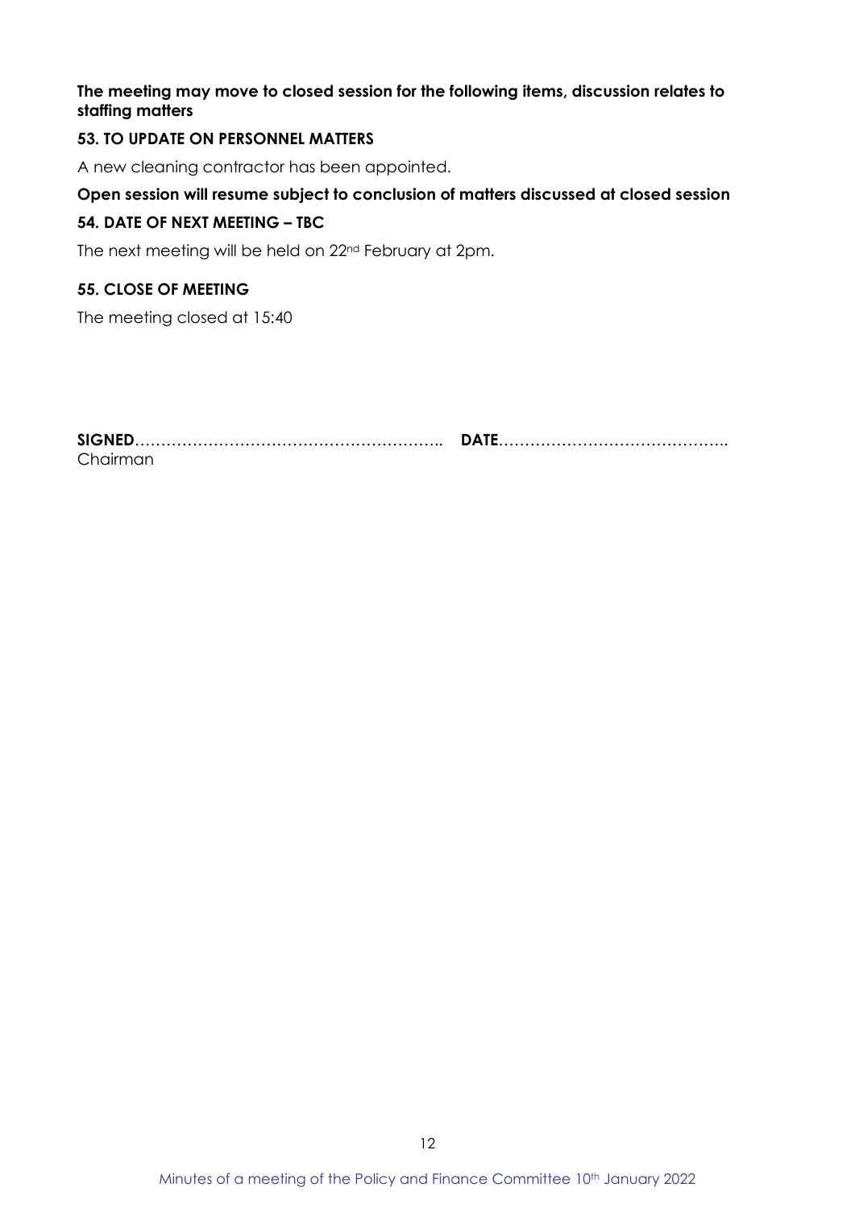**The meeting may move to closed session for the following items, discussion relates to staffing matters**

### 53. TO UPDATE ON PERSONNEL MATTERS

A new cleaning contractor has been appointed.

**Open session will resume subject to conclusion of matters discussed at closed session**

### 54. DATE OF NEXT MEETING – TBC

The next meeting will be held on 22nd February at 2pm.

### 55. CLOSE OF MEETING

The meeting closed at 15:40

**SIGNED**……………………………………………….. **DATE**……………………………………..
Chairman